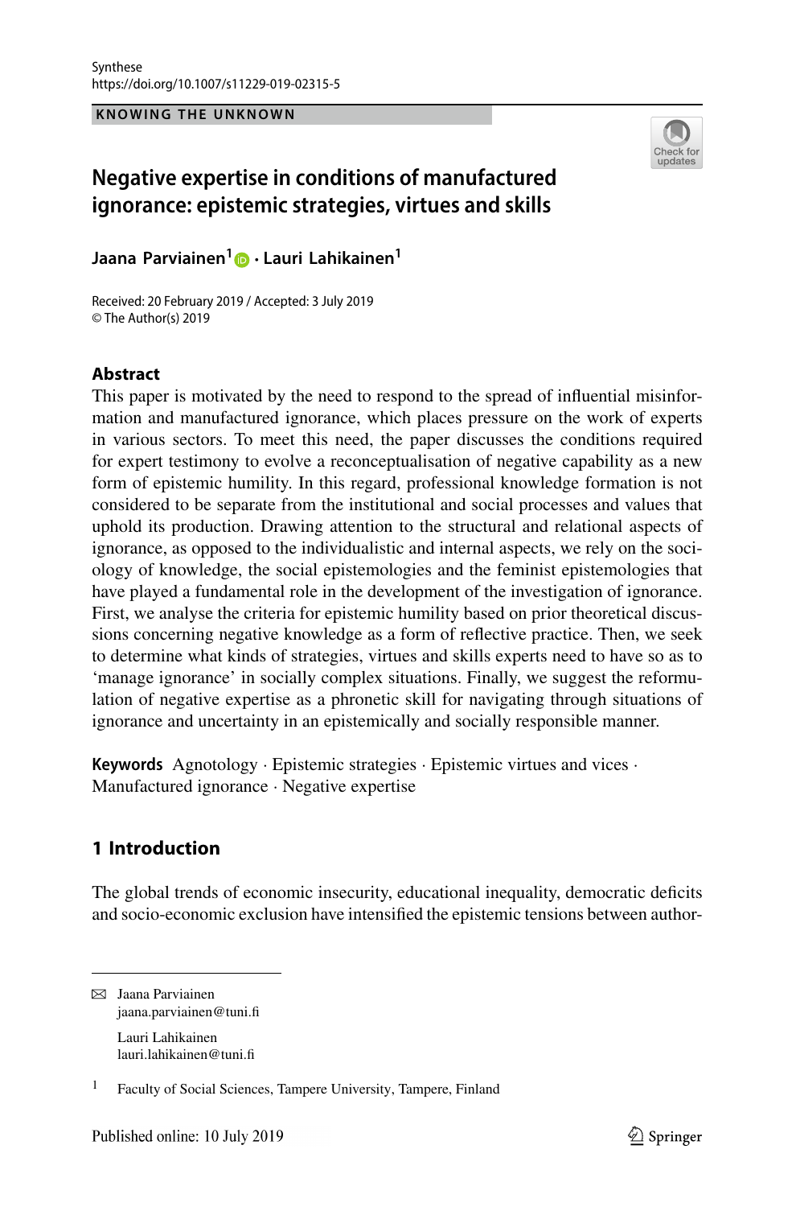Synthese
https://doi.org/10.1007/s11229-019-02315-5

**KNOWING THE UNKNOWN**

# Negative expertise in conditions of manufactured ignorance: epistemic strategies, virtues and skills

**Jaana Parviainen[1] · Lauri Lahikainen[1]**

Received: 20 February 2019 / Accepted: 3 July 2019
© The Author(s) 2019

## Abstract

This paper is motivated by the need to respond to the spread of influential misinformation and manufactured ignorance, which places pressure on the work of experts in various sectors. To meet this need, the paper discusses the conditions required for expert testimony to evolve a reconceptualisation of negative capability as a new form of epistemic humility. In this regard, professional knowledge formation is not considered to be separate from the institutional and social processes and values that uphold its production. Drawing attention to the structural and relational aspects of ignorance, as opposed to the individualistic and internal aspects, we rely on the sociology of knowledge, the social epistemologies and the feminist epistemologies that have played a fundamental role in the development of the investigation of ignorance. First, we analyse the criteria for epistemic humility based on prior theoretical discussions concerning negative knowledge as a form of reflective practice. Then, we seek to determine what kinds of strategies, virtues and skills experts need to have so as to 'manage ignorance' in socially complex situations. Finally, we suggest the reformulation of negative expertise as a phronetic skill for navigating through situations of ignorance and uncertainty in an epistemically and socially responsible manner.

**Keywords** Agnotology · Epistemic strategies · Epistemic virtues and vices · Manufactured ignorance · Negative expertise

## 1 Introduction

The global trends of economic insecurity, educational inequality, democratic deficits and socio-economic exclusion have intensified the epistemic tensions between author-

---

✉ Jaana Parviainen
jaana.parviainen@tuni.fi

Lauri Lahikainen
lauri.lahikainen@tuni.fi

[1] Faculty of Social Sciences, Tampere University, Tampere, Finland

Published online: 10 July 2019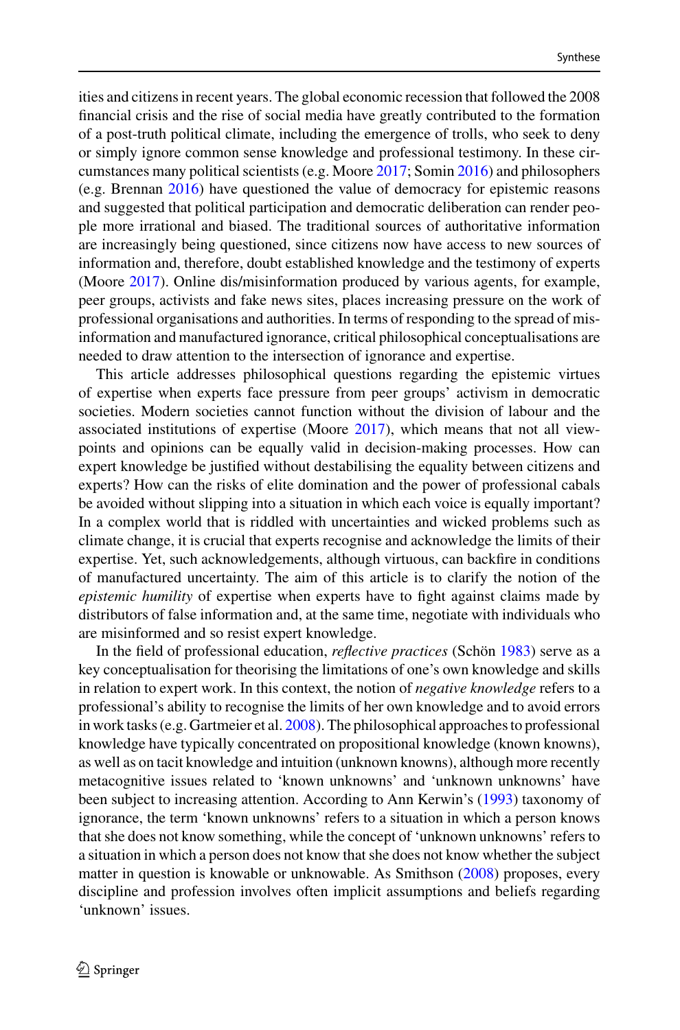ities and citizens in recent years. The global economic recession that followed the 2008 financial crisis and the rise of social media have greatly contributed to the formation of a post-truth political climate, including the emergence of trolls, who seek to deny or simply ignore common sense knowledge and professional testimony. In these circumstances many political scientists (e.g. Moore 2017; Somin 2016) and philosophers (e.g. Brennan 2016) have questioned the value of democracy for epistemic reasons and suggested that political participation and democratic deliberation can render people more irrational and biased. The traditional sources of authoritative information are increasingly being questioned, since citizens now have access to new sources of information and, therefore, doubt established knowledge and the testimony of experts (Moore 2017). Online dis/misinformation produced by various agents, for example, peer groups, activists and fake news sites, places increasing pressure on the work of professional organisations and authorities. In terms of responding to the spread of misinformation and manufactured ignorance, critical philosophical conceptualisations are needed to draw attention to the intersection of ignorance and expertise.

This article addresses philosophical questions regarding the epistemic virtues of expertise when experts face pressure from peer groups' activism in democratic societies. Modern societies cannot function without the division of labour and the associated institutions of expertise (Moore 2017), which means that not all viewpoints and opinions can be equally valid in decision-making processes. How can expert knowledge be justified without destabilising the equality between citizens and experts? How can the risks of elite domination and the power of professional cabals be avoided without slipping into a situation in which each voice is equally important? In a complex world that is riddled with uncertainties and wicked problems such as climate change, it is crucial that experts recognise and acknowledge the limits of their expertise. Yet, such acknowledgements, although virtuous, can backfire in conditions of manufactured uncertainty. The aim of this article is to clarify the notion of the *epistemic humility* of expertise when experts have to fight against claims made by distributors of false information and, at the same time, negotiate with individuals who are misinformed and so resist expert knowledge.

In the field of professional education, *reflective practices* (Schön 1983) serve as a key conceptualisation for theorising the limitations of one's own knowledge and skills in relation to expert work. In this context, the notion of *negative knowledge* refers to a professional's ability to recognise the limits of her own knowledge and to avoid errors in work tasks (e.g. Gartmeier et al. 2008). The philosophical approaches to professional knowledge have typically concentrated on propositional knowledge (known knowns), as well as on tacit knowledge and intuition (unknown knowns), although more recently metacognitive issues related to 'known unknowns' and 'unknown unknowns' have been subject to increasing attention. According to Ann Kerwin's (1993) taxonomy of ignorance, the term 'known unknowns' refers to a situation in which a person knows that she does not know something, while the concept of 'unknown unknowns' refers to a situation in which a person does not know that she does not know whether the subject matter in question is knowable or unknowable. As Smithson (2008) proposes, every discipline and profession involves often implicit assumptions and beliefs regarding 'unknown' issues.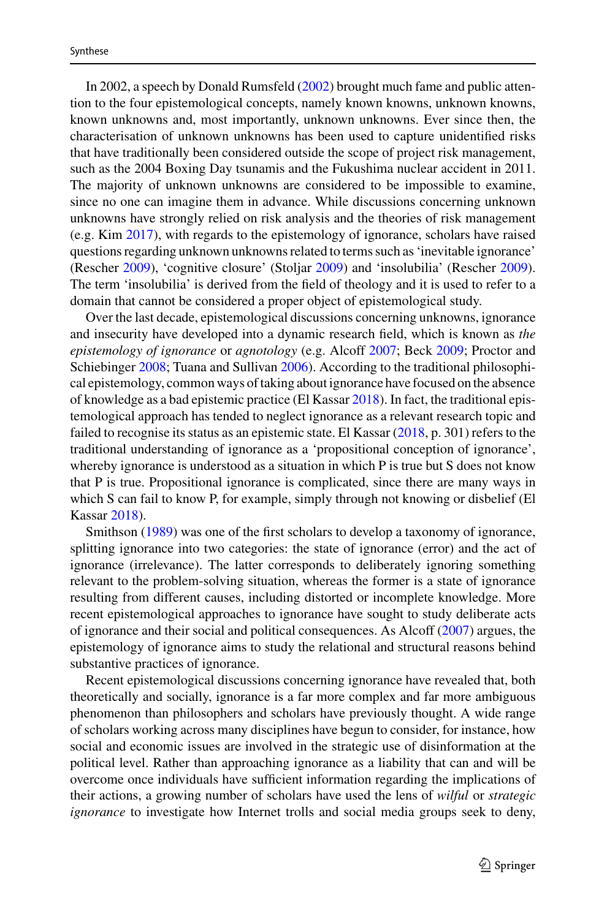In 2002, a speech by Donald Rumsfeld (2002) brought much fame and public attention to the four epistemological concepts, namely known knowns, unknown knowns, known unknowns and, most importantly, unknown unknowns. Ever since then, the characterisation of unknown unknowns has been used to capture unidentified risks that have traditionally been considered outside the scope of project risk management, such as the 2004 Boxing Day tsunamis and the Fukushima nuclear accident in 2011. The majority of unknown unknowns are considered to be impossible to examine, since no one can imagine them in advance. While discussions concerning unknown unknowns have strongly relied on risk analysis and the theories of risk management (e.g. Kim 2017), with regards to the epistemology of ignorance, scholars have raised questions regarding unknown unknowns related to terms such as 'inevitable ignorance' (Rescher 2009), 'cognitive closure' (Stoljar 2009) and 'insolubilia' (Rescher 2009). The term 'insolubilia' is derived from the field of theology and it is used to refer to a domain that cannot be considered a proper object of epistemological study.

Over the last decade, epistemological discussions concerning unknowns, ignorance and insecurity have developed into a dynamic research field, which is known as *the epistemology of ignorance* or *agnotology* (e.g. Alcoff 2007; Beck 2009; Proctor and Schiebinger 2008; Tuana and Sullivan 2006). According to the traditional philosophical epistemology, common ways of taking about ignorance have focused on the absence of knowledge as a bad epistemic practice (El Kassar 2018). In fact, the traditional epistemological approach has tended to neglect ignorance as a relevant research topic and failed to recognise its status as an epistemic state. El Kassar (2018, p. 301) refers to the traditional understanding of ignorance as a 'propositional conception of ignorance', whereby ignorance is understood as a situation in which P is true but S does not know that P is true. Propositional ignorance is complicated, since there are many ways in which S can fail to know P, for example, simply through not knowing or disbelief (El Kassar 2018).

Smithson (1989) was one of the first scholars to develop a taxonomy of ignorance, splitting ignorance into two categories: the state of ignorance (error) and the act of ignorance (irrelevance). The latter corresponds to deliberately ignoring something relevant to the problem-solving situation, whereas the former is a state of ignorance resulting from different causes, including distorted or incomplete knowledge. More recent epistemological approaches to ignorance have sought to study deliberate acts of ignorance and their social and political consequences. As Alcoff (2007) argues, the epistemology of ignorance aims to study the relational and structural reasons behind substantive practices of ignorance.

Recent epistemological discussions concerning ignorance have revealed that, both theoretically and socially, ignorance is a far more complex and far more ambiguous phenomenon than philosophers and scholars have previously thought. A wide range of scholars working across many disciplines have begun to consider, for instance, how social and economic issues are involved in the strategic use of disinformation at the political level. Rather than approaching ignorance as a liability that can and will be overcome once individuals have sufficient information regarding the implications of their actions, a growing number of scholars have used the lens of *wilful* or *strategic ignorance* to investigate how Internet trolls and social media groups seek to deny,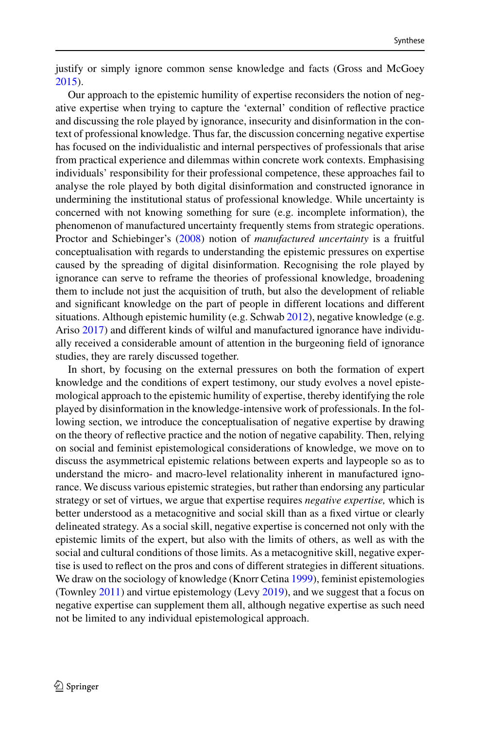justify or simply ignore common sense knowledge and facts (Gross and McGoey 2015).

Our approach to the epistemic humility of expertise reconsiders the notion of negative expertise when trying to capture the 'external' condition of reflective practice and discussing the role played by ignorance, insecurity and disinformation in the context of professional knowledge. Thus far, the discussion concerning negative expertise has focused on the individualistic and internal perspectives of professionals that arise from practical experience and dilemmas within concrete work contexts. Emphasising individuals' responsibility for their professional competence, these approaches fail to analyse the role played by both digital disinformation and constructed ignorance in undermining the institutional status of professional knowledge. While uncertainty is concerned with not knowing something for sure (e.g. incomplete information), the phenomenon of manufactured uncertainty frequently stems from strategic operations. Proctor and Schiebinger's (2008) notion of *manufactured uncertainty* is a fruitful conceptualisation with regards to understanding the epistemic pressures on expertise caused by the spreading of digital disinformation. Recognising the role played by ignorance can serve to reframe the theories of professional knowledge, broadening them to include not just the acquisition of truth, but also the development of reliable and significant knowledge on the part of people in different locations and different situations. Although epistemic humility (e.g. Schwab 2012), negative knowledge (e.g. Ariso 2017) and different kinds of wilful and manufactured ignorance have individually received a considerable amount of attention in the burgeoning field of ignorance studies, they are rarely discussed together.

In short, by focusing on the external pressures on both the formation of expert knowledge and the conditions of expert testimony, our study evolves a novel epistemological approach to the epistemic humility of expertise, thereby identifying the role played by disinformation in the knowledge-intensive work of professionals. In the following section, we introduce the conceptualisation of negative expertise by drawing on the theory of reflective practice and the notion of negative capability. Then, relying on social and feminist epistemological considerations of knowledge, we move on to discuss the asymmetrical epistemic relations between experts and laypeople so as to understand the micro- and macro-level relationality inherent in manufactured ignorance. We discuss various epistemic strategies, but rather than endorsing any particular strategy or set of virtues, we argue that expertise requires *negative expertise,* which is better understood as a metacognitive and social skill than as a fixed virtue or clearly delineated strategy. As a social skill, negative expertise is concerned not only with the epistemic limits of the expert, but also with the limits of others, as well as with the social and cultural conditions of those limits. As a metacognitive skill, negative expertise is used to reflect on the pros and cons of different strategies in different situations. We draw on the sociology of knowledge (Knorr Cetina 1999), feminist epistemologies (Townley 2011) and virtue epistemology (Levy 2019), and we suggest that a focus on negative expertise can supplement them all, although negative expertise as such need not be limited to any individual epistemological approach.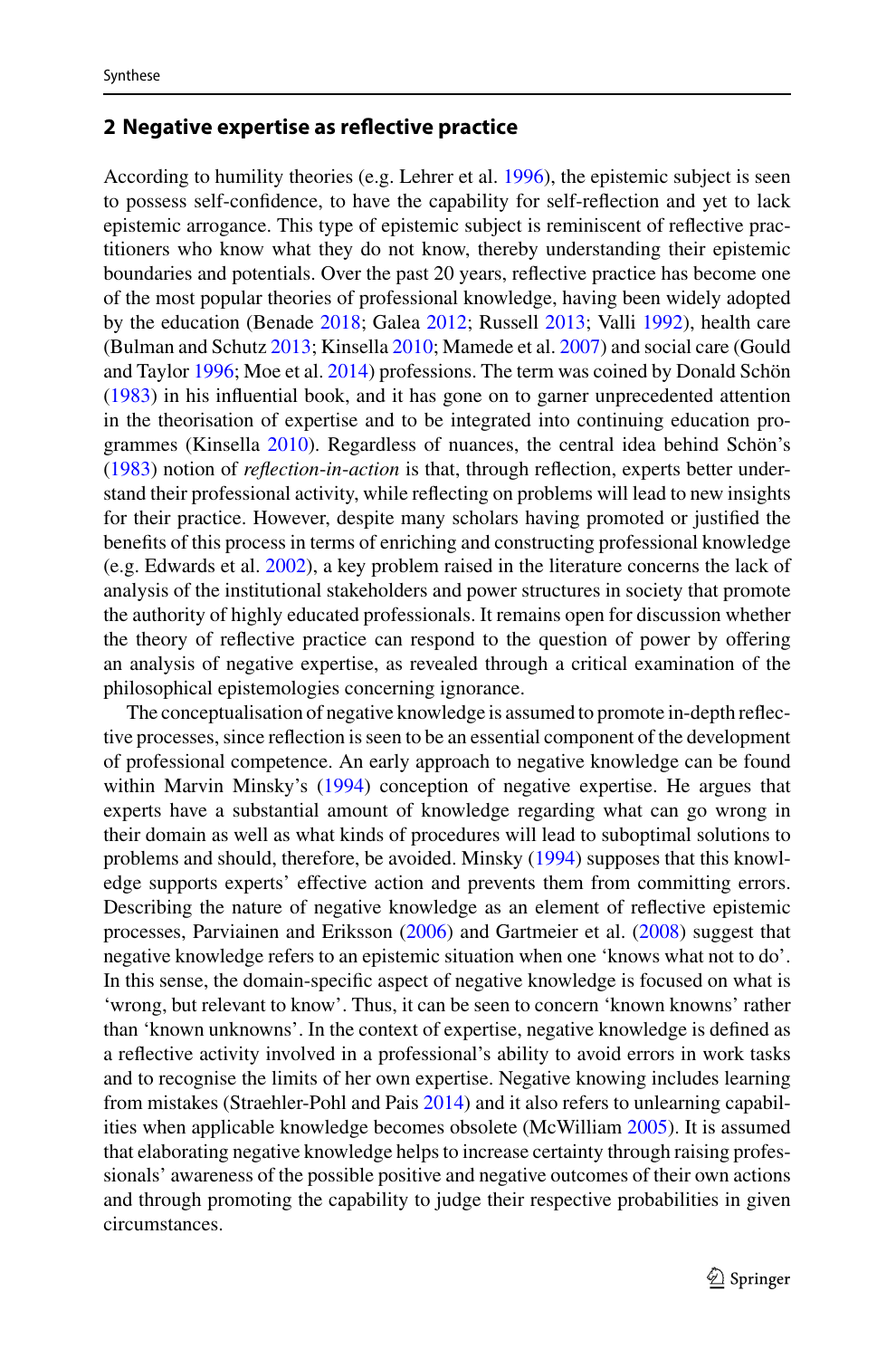## 2 Negative expertise as reflective practice

According to humility theories (e.g. Lehrer et al. 1996), the epistemic subject is seen to possess self-confidence, to have the capability for self-reflection and yet to lack epistemic arrogance. This type of epistemic subject is reminiscent of reflective practitioners who know what they do not know, thereby understanding their epistemic boundaries and potentials. Over the past 20 years, reflective practice has become one of the most popular theories of professional knowledge, having been widely adopted by the education (Benade 2018; Galea 2012; Russell 2013; Valli 1992), health care (Bulman and Schutz 2013; Kinsella 2010; Mamede et al. 2007) and social care (Gould and Taylor 1996; Moe et al. 2014) professions. The term was coined by Donald Schön (1983) in his influential book, and it has gone on to garner unprecedented attention in the theorisation of expertise and to be integrated into continuing education programmes (Kinsella 2010). Regardless of nuances, the central idea behind Schön's (1983) notion of *reflection-in-action* is that, through reflection, experts better understand their professional activity, while reflecting on problems will lead to new insights for their practice. However, despite many scholars having promoted or justified the benefits of this process in terms of enriching and constructing professional knowledge (e.g. Edwards et al. 2002), a key problem raised in the literature concerns the lack of analysis of the institutional stakeholders and power structures in society that promote the authority of highly educated professionals. It remains open for discussion whether the theory of reflective practice can respond to the question of power by offering an analysis of negative expertise, as revealed through a critical examination of the philosophical epistemologies concerning ignorance.

The conceptualisation of negative knowledge is assumed to promote in-depth reflective processes, since reflection is seen to be an essential component of the development of professional competence. An early approach to negative knowledge can be found within Marvin Minsky's (1994) conception of negative expertise. He argues that experts have a substantial amount of knowledge regarding what can go wrong in their domain as well as what kinds of procedures will lead to suboptimal solutions to problems and should, therefore, be avoided. Minsky (1994) supposes that this knowledge supports experts' effective action and prevents them from committing errors. Describing the nature of negative knowledge as an element of reflective epistemic processes, Parviainen and Eriksson (2006) and Gartmeier et al. (2008) suggest that negative knowledge refers to an epistemic situation when one 'knows what not to do'. In this sense, the domain-specific aspect of negative knowledge is focused on what is 'wrong, but relevant to know'. Thus, it can be seen to concern 'known knowns' rather than 'known unknowns'. In the context of expertise, negative knowledge is defined as a reflective activity involved in a professional's ability to avoid errors in work tasks and to recognise the limits of her own expertise. Negative knowing includes learning from mistakes (Straehler-Pohl and Pais 2014) and it also refers to unlearning capabilities when applicable knowledge becomes obsolete (McWilliam 2005). It is assumed that elaborating negative knowledge helps to increase certainty through raising professionals' awareness of the possible positive and negative outcomes of their own actions and through promoting the capability to judge their respective probabilities in given circumstances.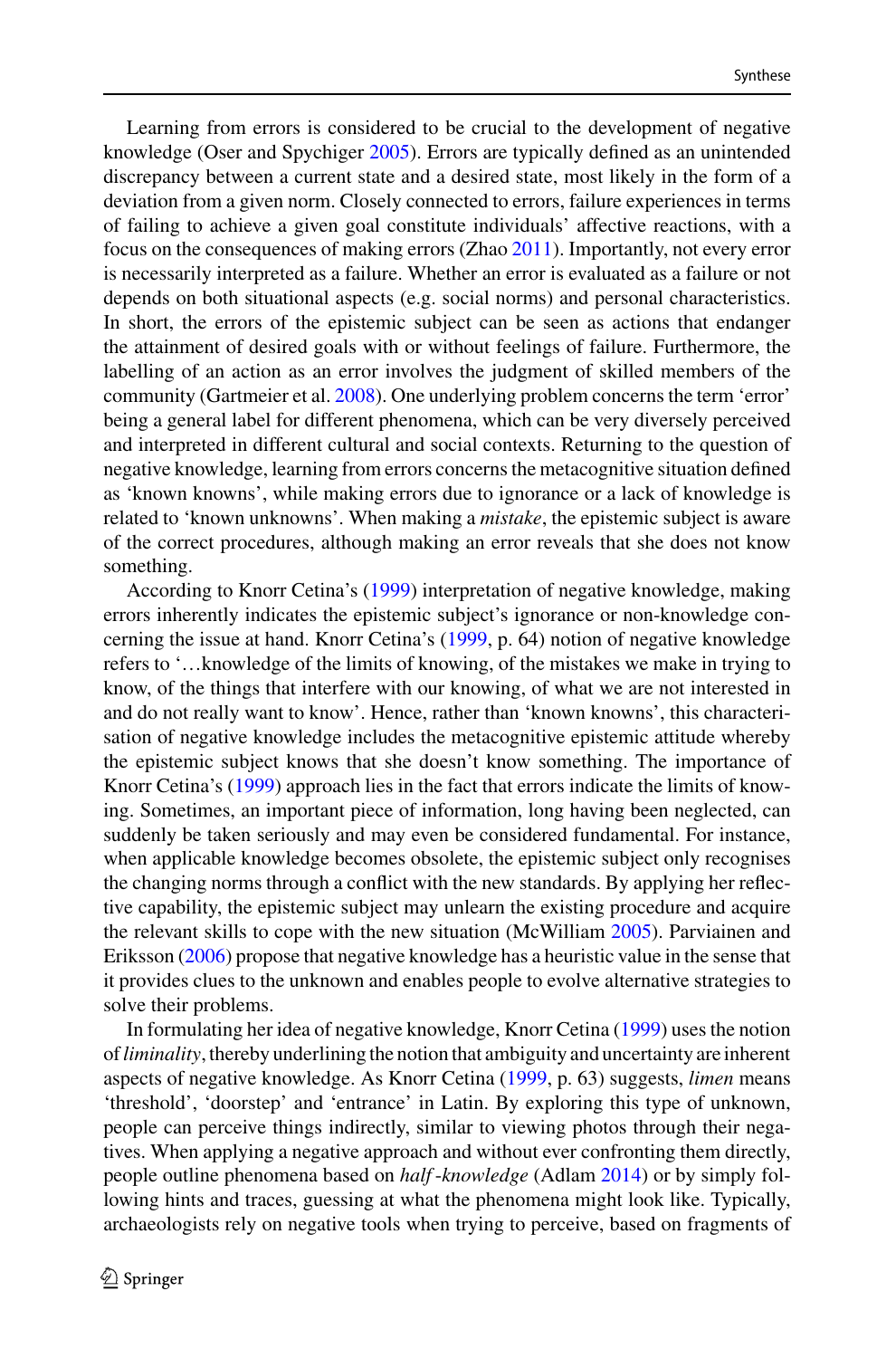Learning from errors is considered to be crucial to the development of negative knowledge (Oser and Spychiger 2005). Errors are typically defined as an unintended discrepancy between a current state and a desired state, most likely in the form of a deviation from a given norm. Closely connected to errors, failure experiences in terms of failing to achieve a given goal constitute individuals' affective reactions, with a focus on the consequences of making errors (Zhao 2011). Importantly, not every error is necessarily interpreted as a failure. Whether an error is evaluated as a failure or not depends on both situational aspects (e.g. social norms) and personal characteristics. In short, the errors of the epistemic subject can be seen as actions that endanger the attainment of desired goals with or without feelings of failure. Furthermore, the labelling of an action as an error involves the judgment of skilled members of the community (Gartmeier et al. 2008). One underlying problem concerns the term 'error' being a general label for different phenomena, which can be very diversely perceived and interpreted in different cultural and social contexts. Returning to the question of negative knowledge, learning from errors concerns the metacognitive situation defined as 'known knowns', while making errors due to ignorance or a lack of knowledge is related to 'known unknowns'. When making a *mistake*, the epistemic subject is aware of the correct procedures, although making an error reveals that she does not know something.

According to Knorr Cetina's (1999) interpretation of negative knowledge, making errors inherently indicates the epistemic subject's ignorance or non-knowledge concerning the issue at hand. Knorr Cetina's (1999, p. 64) notion of negative knowledge refers to '…knowledge of the limits of knowing, of the mistakes we make in trying to know, of the things that interfere with our knowing, of what we are not interested in and do not really want to know'. Hence, rather than 'known knowns', this characterisation of negative knowledge includes the metacognitive epistemic attitude whereby the epistemic subject knows that she doesn't know something. The importance of Knorr Cetina's (1999) approach lies in the fact that errors indicate the limits of knowing. Sometimes, an important piece of information, long having been neglected, can suddenly be taken seriously and may even be considered fundamental. For instance, when applicable knowledge becomes obsolete, the epistemic subject only recognises the changing norms through a conflict with the new standards. By applying her reflective capability, the epistemic subject may unlearn the existing procedure and acquire the relevant skills to cope with the new situation (McWilliam 2005). Parviainen and Eriksson (2006) propose that negative knowledge has a heuristic value in the sense that it provides clues to the unknown and enables people to evolve alternative strategies to solve their problems.

In formulating her idea of negative knowledge, Knorr Cetina (1999) uses the notion of *liminality*, thereby underlining the notion that ambiguity and uncertainty are inherent aspects of negative knowledge. As Knorr Cetina (1999, p. 63) suggests, *limen* means 'threshold', 'doorstep' and 'entrance' in Latin. By exploring this type of unknown, people can perceive things indirectly, similar to viewing photos through their negatives. When applying a negative approach and without ever confronting them directly, people outline phenomena based on *half-knowledge* (Adlam 2014) or by simply following hints and traces, guessing at what the phenomena might look like. Typically, archaeologists rely on negative tools when trying to perceive, based on fragments of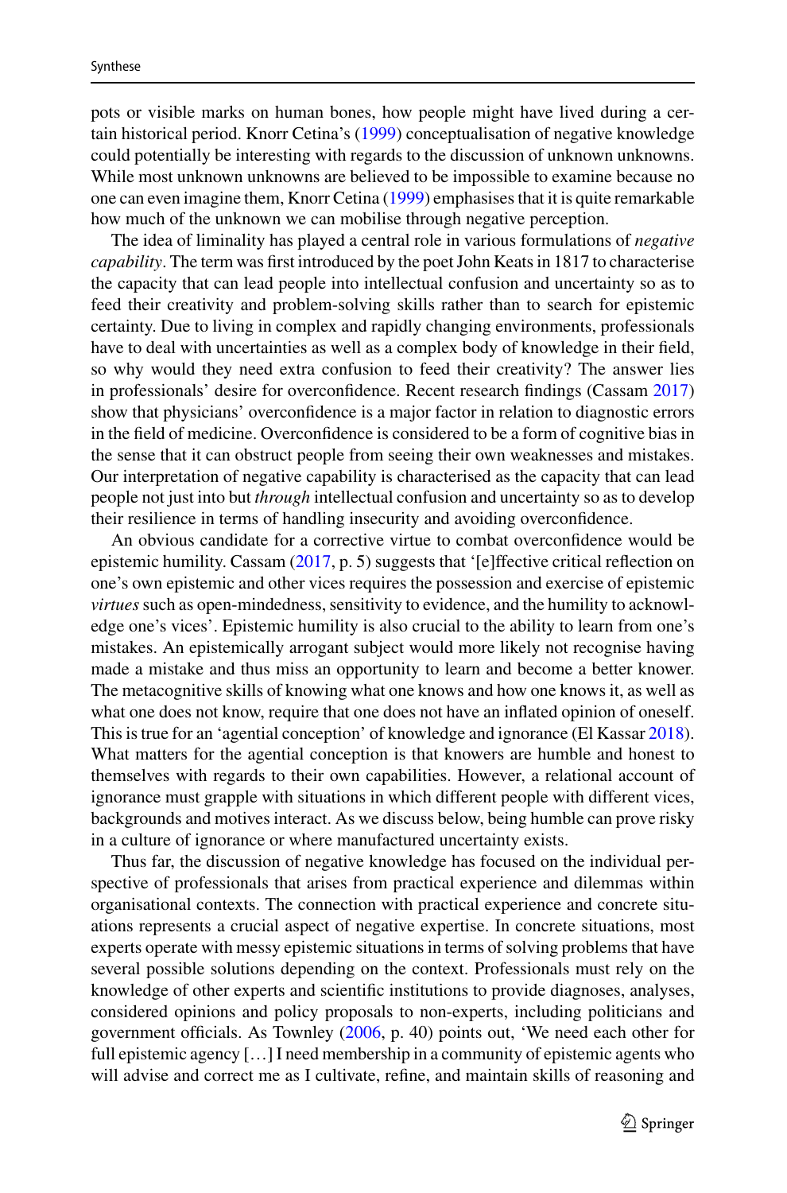pots or visible marks on human bones, how people might have lived during a certain historical period. Knorr Cetina's (1999) conceptualisation of negative knowledge could potentially be interesting with regards to the discussion of unknown unknowns. While most unknown unknowns are believed to be impossible to examine because no one can even imagine them, Knorr Cetina (1999) emphasises that it is quite remarkable how much of the unknown we can mobilise through negative perception.

The idea of liminality has played a central role in various formulations of *negative capability*. The term was first introduced by the poet John Keats in 1817 to characterise the capacity that can lead people into intellectual confusion and uncertainty so as to feed their creativity and problem-solving skills rather than to search for epistemic certainty. Due to living in complex and rapidly changing environments, professionals have to deal with uncertainties as well as a complex body of knowledge in their field, so why would they need extra confusion to feed their creativity? The answer lies in professionals' desire for overconfidence. Recent research findings (Cassam 2017) show that physicians' overconfidence is a major factor in relation to diagnostic errors in the field of medicine. Overconfidence is considered to be a form of cognitive bias in the sense that it can obstruct people from seeing their own weaknesses and mistakes. Our interpretation of negative capability is characterised as the capacity that can lead people not just into but *through* intellectual confusion and uncertainty so as to develop their resilience in terms of handling insecurity and avoiding overconfidence.

An obvious candidate for a corrective virtue to combat overconfidence would be epistemic humility. Cassam (2017, p. 5) suggests that '[e]ffective critical reflection on one's own epistemic and other vices requires the possession and exercise of epistemic *virtues* such as open-mindedness, sensitivity to evidence, and the humility to acknowledge one's vices'. Epistemic humility is also crucial to the ability to learn from one's mistakes. An epistemically arrogant subject would more likely not recognise having made a mistake and thus miss an opportunity to learn and become a better knower. The metacognitive skills of knowing what one knows and how one knows it, as well as what one does not know, require that one does not have an inflated opinion of oneself. This is true for an 'agential conception' of knowledge and ignorance (El Kassar 2018). What matters for the agential conception is that knowers are humble and honest to themselves with regards to their own capabilities. However, a relational account of ignorance must grapple with situations in which different people with different vices, backgrounds and motives interact. As we discuss below, being humble can prove risky in a culture of ignorance or where manufactured uncertainty exists.

Thus far, the discussion of negative knowledge has focused on the individual perspective of professionals that arises from practical experience and dilemmas within organisational contexts. The connection with practical experience and concrete situations represents a crucial aspect of negative expertise. In concrete situations, most experts operate with messy epistemic situations in terms of solving problems that have several possible solutions depending on the context. Professionals must rely on the knowledge of other experts and scientific institutions to provide diagnoses, analyses, considered opinions and policy proposals to non-experts, including politicians and government officials. As Townley (2006, p. 40) points out, 'We need each other for full epistemic agency […] I need membership in a community of epistemic agents who will advise and correct me as I cultivate, refine, and maintain skills of reasoning and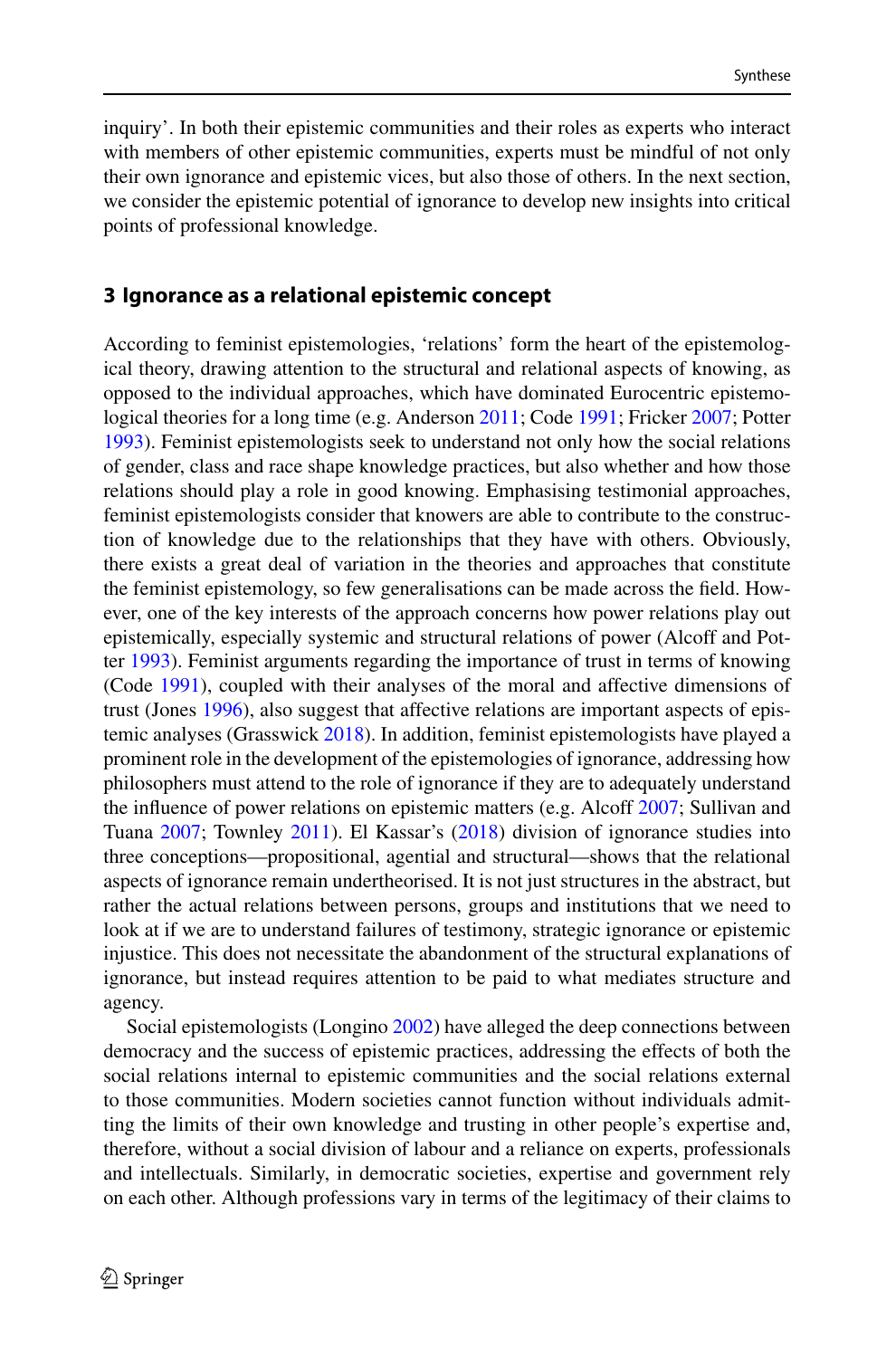inquiry'. In both their epistemic communities and their roles as experts who interact with members of other epistemic communities, experts must be mindful of not only their own ignorance and epistemic vices, but also those of others. In the next section, we consider the epistemic potential of ignorance to develop new insights into critical points of professional knowledge.

## 3 Ignorance as a relational epistemic concept

According to feminist epistemologies, 'relations' form the heart of the epistemological theory, drawing attention to the structural and relational aspects of knowing, as opposed to the individual approaches, which have dominated Eurocentric epistemological theories for a long time (e.g. Anderson 2011; Code 1991; Fricker 2007; Potter 1993). Feminist epistemologists seek to understand not only how the social relations of gender, class and race shape knowledge practices, but also whether and how those relations should play a role in good knowing. Emphasising testimonial approaches, feminist epistemologists consider that knowers are able to contribute to the construction of knowledge due to the relationships that they have with others. Obviously, there exists a great deal of variation in the theories and approaches that constitute the feminist epistemology, so few generalisations can be made across the field. However, one of the key interests of the approach concerns how power relations play out epistemically, especially systemic and structural relations of power (Alcoff and Potter 1993). Feminist arguments regarding the importance of trust in terms of knowing (Code 1991), coupled with their analyses of the moral and affective dimensions of trust (Jones 1996), also suggest that affective relations are important aspects of epistemic analyses (Grasswick 2018). In addition, feminist epistemologists have played a prominent role in the development of the epistemologies of ignorance, addressing how philosophers must attend to the role of ignorance if they are to adequately understand the influence of power relations on epistemic matters (e.g. Alcoff 2007; Sullivan and Tuana 2007; Townley 2011). El Kassar's (2018) division of ignorance studies into three conceptions—propositional, agential and structural—shows that the relational aspects of ignorance remain undertheorised. It is not just structures in the abstract, but rather the actual relations between persons, groups and institutions that we need to look at if we are to understand failures of testimony, strategic ignorance or epistemic injustice. This does not necessitate the abandonment of the structural explanations of ignorance, but instead requires attention to be paid to what mediates structure and agency.

Social epistemologists (Longino 2002) have alleged the deep connections between democracy and the success of epistemic practices, addressing the effects of both the social relations internal to epistemic communities and the social relations external to those communities. Modern societies cannot function without individuals admitting the limits of their own knowledge and trusting in other people's expertise and, therefore, without a social division of labour and a reliance on experts, professionals and intellectuals. Similarly, in democratic societies, expertise and government rely on each other. Although professions vary in terms of the legitimacy of their claims to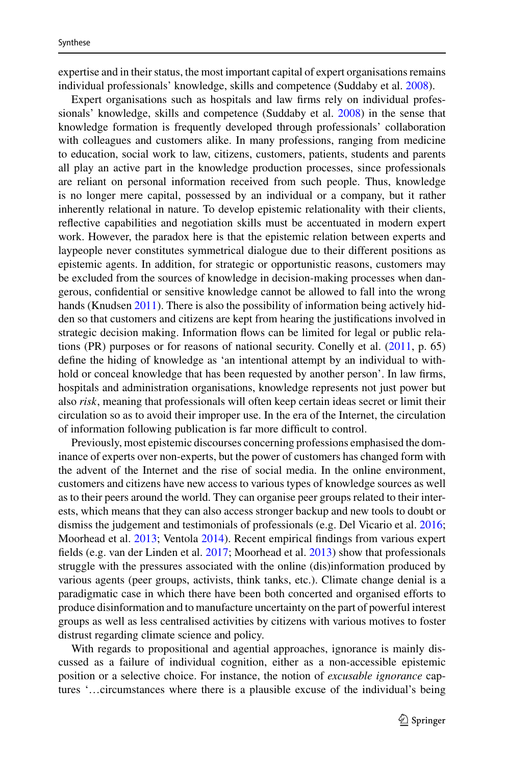expertise and in their status, the most important capital of expert organisations remains individual professionals' knowledge, skills and competence (Suddaby et al. 2008).

Expert organisations such as hospitals and law firms rely on individual professionals' knowledge, skills and competence (Suddaby et al. 2008) in the sense that knowledge formation is frequently developed through professionals' collaboration with colleagues and customers alike. In many professions, ranging from medicine to education, social work to law, citizens, customers, patients, students and parents all play an active part in the knowledge production processes, since professionals are reliant on personal information received from such people. Thus, knowledge is no longer mere capital, possessed by an individual or a company, but it rather inherently relational in nature. To develop epistemic relationality with their clients, reflective capabilities and negotiation skills must be accentuated in modern expert work. However, the paradox here is that the epistemic relation between experts and laypeople never constitutes symmetrical dialogue due to their different positions as epistemic agents. In addition, for strategic or opportunistic reasons, customers may be excluded from the sources of knowledge in decision-making processes when dangerous, confidential or sensitive knowledge cannot be allowed to fall into the wrong hands (Knudsen 2011). There is also the possibility of information being actively hidden so that customers and citizens are kept from hearing the justifications involved in strategic decision making. Information flows can be limited for legal or public relations (PR) purposes or for reasons of national security. Conelly et al. (2011, p. 65) define the hiding of knowledge as 'an intentional attempt by an individual to withhold or conceal knowledge that has been requested by another person'. In law firms, hospitals and administration organisations, knowledge represents not just power but also *risk*, meaning that professionals will often keep certain ideas secret or limit their circulation so as to avoid their improper use. In the era of the Internet, the circulation of information following publication is far more difficult to control.

Previously, most epistemic discourses concerning professions emphasised the dominance of experts over non-experts, but the power of customers has changed form with the advent of the Internet and the rise of social media. In the online environment, customers and citizens have new access to various types of knowledge sources as well as to their peers around the world. They can organise peer groups related to their interests, which means that they can also access stronger backup and new tools to doubt or dismiss the judgement and testimonials of professionals (e.g. Del Vicario et al. 2016; Moorhead et al. 2013; Ventola 2014). Recent empirical findings from various expert fields (e.g. van der Linden et al. 2017; Moorhead et al. 2013) show that professionals struggle with the pressures associated with the online (dis)information produced by various agents (peer groups, activists, think tanks, etc.). Climate change denial is a paradigmatic case in which there have been both concerted and organised efforts to produce disinformation and to manufacture uncertainty on the part of powerful interest groups as well as less centralised activities by citizens with various motives to foster distrust regarding climate science and policy.

With regards to propositional and agential approaches, ignorance is mainly discussed as a failure of individual cognition, either as a non-accessible epistemic position or a selective choice. For instance, the notion of *excusable ignorance* captures '…circumstances where there is a plausible excuse of the individual's being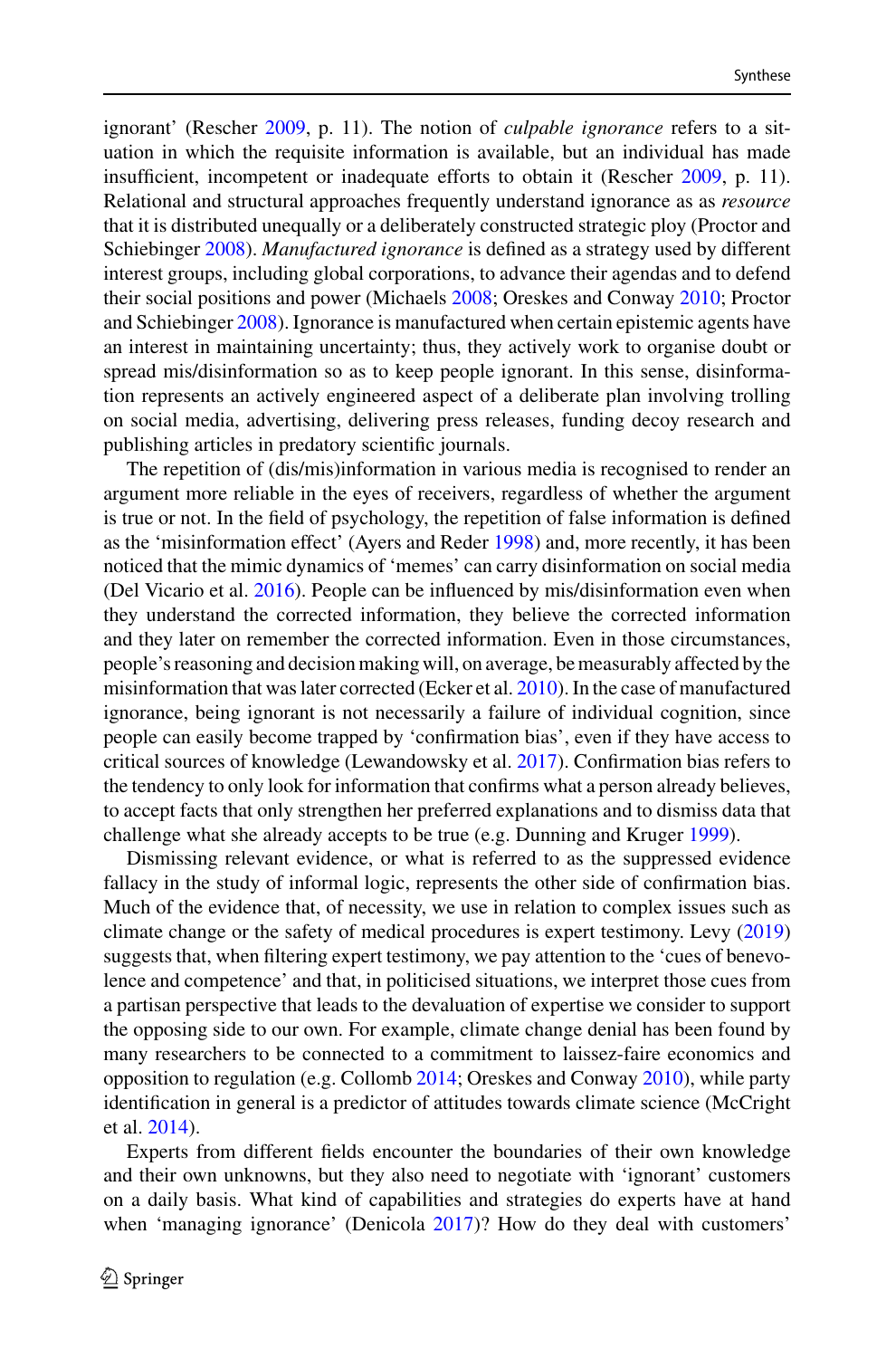ignorant' (Rescher 2009, p. 11). The notion of *culpable ignorance* refers to a situation in which the requisite information is available, but an individual has made insufficient, incompetent or inadequate efforts to obtain it (Rescher 2009, p. 11). Relational and structural approaches frequently understand ignorance as as *resource* that it is distributed unequally or a deliberately constructed strategic ploy (Proctor and Schiebinger 2008). *Manufactured ignorance* is defined as a strategy used by different interest groups, including global corporations, to advance their agendas and to defend their social positions and power (Michaels 2008; Oreskes and Conway 2010; Proctor and Schiebinger 2008). Ignorance is manufactured when certain epistemic agents have an interest in maintaining uncertainty; thus, they actively work to organise doubt or spread mis/disinformation so as to keep people ignorant. In this sense, disinformation represents an actively engineered aspect of a deliberate plan involving trolling on social media, advertising, delivering press releases, funding decoy research and publishing articles in predatory scientific journals.

The repetition of (dis/mis)information in various media is recognised to render an argument more reliable in the eyes of receivers, regardless of whether the argument is true or not. In the field of psychology, the repetition of false information is defined as the 'misinformation effect' (Ayers and Reder 1998) and, more recently, it has been noticed that the mimic dynamics of 'memes' can carry disinformation on social media (Del Vicario et al. 2016). People can be influenced by mis/disinformation even when they understand the corrected information, they believe the corrected information and they later on remember the corrected information. Even in those circumstances, people's reasoning and decision making will, on average, be measurably affected by the misinformation that was later corrected (Ecker et al. 2010). In the case of manufactured ignorance, being ignorant is not necessarily a failure of individual cognition, since people can easily become trapped by 'confirmation bias', even if they have access to critical sources of knowledge (Lewandowsky et al. 2017). Confirmation bias refers to the tendency to only look for information that confirms what a person already believes, to accept facts that only strengthen her preferred explanations and to dismiss data that challenge what she already accepts to be true (e.g. Dunning and Kruger 1999).

Dismissing relevant evidence, or what is referred to as the suppressed evidence fallacy in the study of informal logic, represents the other side of confirmation bias. Much of the evidence that, of necessity, we use in relation to complex issues such as climate change or the safety of medical procedures is expert testimony. Levy (2019) suggests that, when filtering expert testimony, we pay attention to the 'cues of benevolence and competence' and that, in politicised situations, we interpret those cues from a partisan perspective that leads to the devaluation of expertise we consider to support the opposing side to our own. For example, climate change denial has been found by many researchers to be connected to a commitment to laissez-faire economics and opposition to regulation (e.g. Collomb 2014; Oreskes and Conway 2010), while party identification in general is a predictor of attitudes towards climate science (McCright et al. 2014).

Experts from different fields encounter the boundaries of their own knowledge and their own unknowns, but they also need to negotiate with 'ignorant' customers on a daily basis. What kind of capabilities and strategies do experts have at hand when 'managing ignorance' (Denicola 2017)? How do they deal with customers'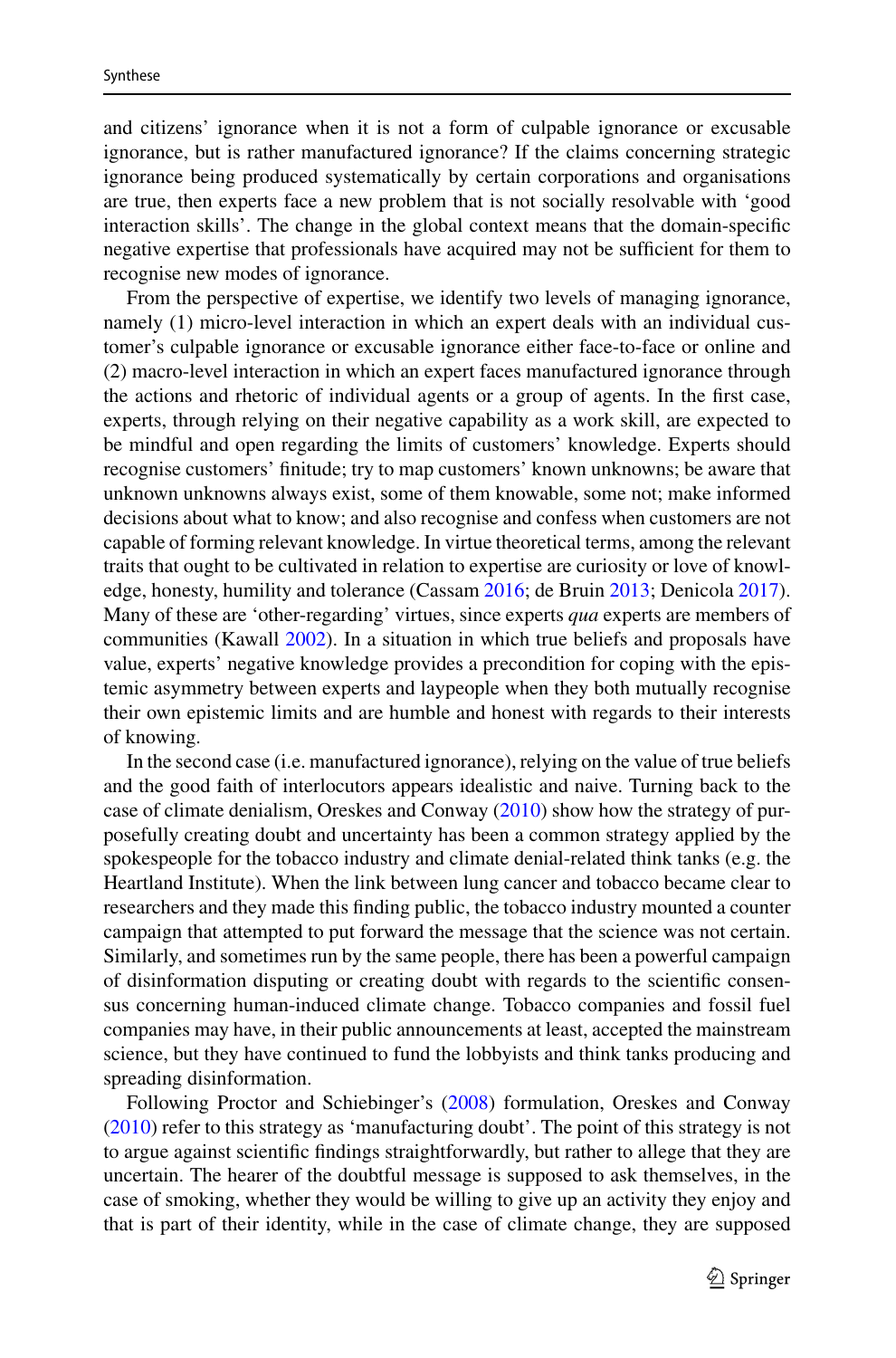and citizens' ignorance when it is not a form of culpable ignorance or excusable ignorance, but is rather manufactured ignorance? If the claims concerning strategic ignorance being produced systematically by certain corporations and organisations are true, then experts face a new problem that is not socially resolvable with 'good interaction skills'. The change in the global context means that the domain-specific negative expertise that professionals have acquired may not be sufficient for them to recognise new modes of ignorance.

From the perspective of expertise, we identify two levels of managing ignorance, namely (1) micro-level interaction in which an expert deals with an individual customer's culpable ignorance or excusable ignorance either face-to-face or online and (2) macro-level interaction in which an expert faces manufactured ignorance through the actions and rhetoric of individual agents or a group of agents. In the first case, experts, through relying on their negative capability as a work skill, are expected to be mindful and open regarding the limits of customers' knowledge. Experts should recognise customers' finitude; try to map customers' known unknowns; be aware that unknown unknowns always exist, some of them knowable, some not; make informed decisions about what to know; and also recognise and confess when customers are not capable of forming relevant knowledge. In virtue theoretical terms, among the relevant traits that ought to be cultivated in relation to expertise are curiosity or love of knowledge, honesty, humility and tolerance (Cassam 2016; de Bruin 2013; Denicola 2017). Many of these are 'other-regarding' virtues, since experts *qua* experts are members of communities (Kawall 2002). In a situation in which true beliefs and proposals have value, experts' negative knowledge provides a precondition for coping with the epistemic asymmetry between experts and laypeople when they both mutually recognise their own epistemic limits and are humble and honest with regards to their interests of knowing.

In the second case (i.e. manufactured ignorance), relying on the value of true beliefs and the good faith of interlocutors appears idealistic and naive. Turning back to the case of climate denialism, Oreskes and Conway (2010) show how the strategy of purposefully creating doubt and uncertainty has been a common strategy applied by the spokespeople for the tobacco industry and climate denial-related think tanks (e.g. the Heartland Institute). When the link between lung cancer and tobacco became clear to researchers and they made this finding public, the tobacco industry mounted a counter campaign that attempted to put forward the message that the science was not certain. Similarly, and sometimes run by the same people, there has been a powerful campaign of disinformation disputing or creating doubt with regards to the scientific consensus concerning human-induced climate change. Tobacco companies and fossil fuel companies may have, in their public announcements at least, accepted the mainstream science, but they have continued to fund the lobbyists and think tanks producing and spreading disinformation.

Following Proctor and Schiebinger's (2008) formulation, Oreskes and Conway (2010) refer to this strategy as 'manufacturing doubt'. The point of this strategy is not to argue against scientific findings straightforwardly, but rather to allege that they are uncertain. The hearer of the doubtful message is supposed to ask themselves, in the case of smoking, whether they would be willing to give up an activity they enjoy and that is part of their identity, while in the case of climate change, they are supposed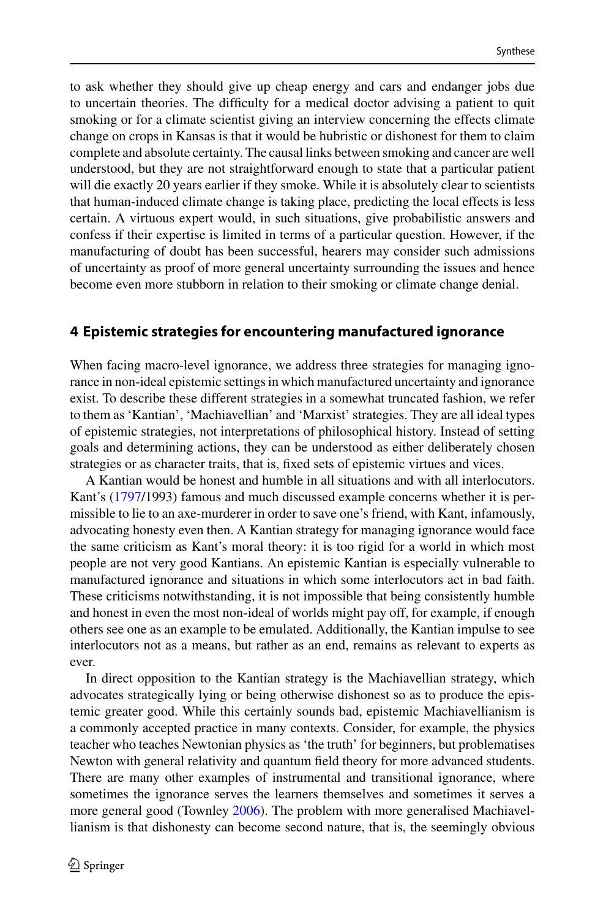to ask whether they should give up cheap energy and cars and endanger jobs due to uncertain theories. The difficulty for a medical doctor advising a patient to quit smoking or for a climate scientist giving an interview concerning the effects climate change on crops in Kansas is that it would be hubristic or dishonest for them to claim complete and absolute certainty. The causal links between smoking and cancer are well understood, but they are not straightforward enough to state that a particular patient will die exactly 20 years earlier if they smoke. While it is absolutely clear to scientists that human-induced climate change is taking place, predicting the local effects is less certain. A virtuous expert would, in such situations, give probabilistic answers and confess if their expertise is limited in terms of a particular question. However, if the manufacturing of doubt has been successful, hearers may consider such admissions of uncertainty as proof of more general uncertainty surrounding the issues and hence become even more stubborn in relation to their smoking or climate change denial.

## 4 Epistemic strategies for encountering manufactured ignorance

When facing macro-level ignorance, we address three strategies for managing ignorance in non-ideal epistemic settings in which manufactured uncertainty and ignorance exist. To describe these different strategies in a somewhat truncated fashion, we refer to them as 'Kantian', 'Machiavellian' and 'Marxist' strategies. They are all ideal types of epistemic strategies, not interpretations of philosophical history. Instead of setting goals and determining actions, they can be understood as either deliberately chosen strategies or as character traits, that is, fixed sets of epistemic virtues and vices.

A Kantian would be honest and humble in all situations and with all interlocutors. Kant's (1797/1993) famous and much discussed example concerns whether it is permissible to lie to an axe-murderer in order to save one's friend, with Kant, infamously, advocating honesty even then. A Kantian strategy for managing ignorance would face the same criticism as Kant's moral theory: it is too rigid for a world in which most people are not very good Kantians. An epistemic Kantian is especially vulnerable to manufactured ignorance and situations in which some interlocutors act in bad faith. These criticisms notwithstanding, it is not impossible that being consistently humble and honest in even the most non-ideal of worlds might pay off, for example, if enough others see one as an example to be emulated. Additionally, the Kantian impulse to see interlocutors not as a means, but rather as an end, remains as relevant to experts as ever.

In direct opposition to the Kantian strategy is the Machiavellian strategy, which advocates strategically lying or being otherwise dishonest so as to produce the epistemic greater good. While this certainly sounds bad, epistemic Machiavellianism is a commonly accepted practice in many contexts. Consider, for example, the physics teacher who teaches Newtonian physics as 'the truth' for beginners, but problematises Newton with general relativity and quantum field theory for more advanced students. There are many other examples of instrumental and transitional ignorance, where sometimes the ignorance serves the learners themselves and sometimes it serves a more general good (Townley 2006). The problem with more generalised Machiavellianism is that dishonesty can become second nature, that is, the seemingly obvious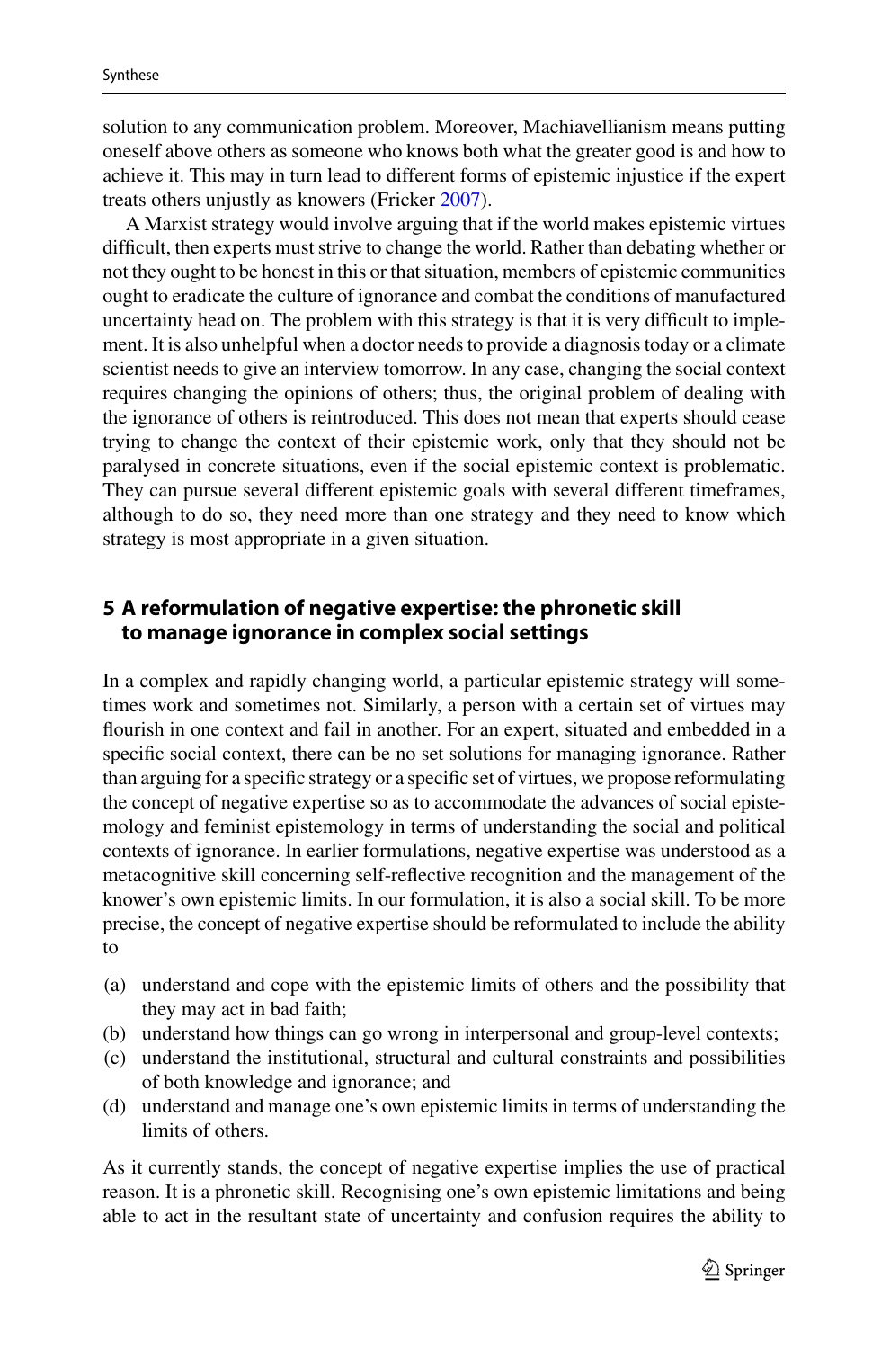solution to any communication problem. Moreover, Machiavellianism means putting oneself above others as someone who knows both what the greater good is and how to achieve it. This may in turn lead to different forms of epistemic injustice if the expert treats others unjustly as knowers (Fricker 2007).

A Marxist strategy would involve arguing that if the world makes epistemic virtues difficult, then experts must strive to change the world. Rather than debating whether or not they ought to be honest in this or that situation, members of epistemic communities ought to eradicate the culture of ignorance and combat the conditions of manufactured uncertainty head on. The problem with this strategy is that it is very difficult to implement. It is also unhelpful when a doctor needs to provide a diagnosis today or a climate scientist needs to give an interview tomorrow. In any case, changing the social context requires changing the opinions of others; thus, the original problem of dealing with the ignorance of others is reintroduced. This does not mean that experts should cease trying to change the context of their epistemic work, only that they should not be paralysed in concrete situations, even if the social epistemic context is problematic. They can pursue several different epistemic goals with several different timeframes, although to do so, they need more than one strategy and they need to know which strategy is most appropriate in a given situation.

## 5 A reformulation of negative expertise: the phronetic skill to manage ignorance in complex social settings

In a complex and rapidly changing world, a particular epistemic strategy will sometimes work and sometimes not. Similarly, a person with a certain set of virtues may flourish in one context and fail in another. For an expert, situated and embedded in a specific social context, there can be no set solutions for managing ignorance. Rather than arguing for a specific strategy or a specific set of virtues, we propose reformulating the concept of negative expertise so as to accommodate the advances of social epistemology and feminist epistemology in terms of understanding the social and political contexts of ignorance. In earlier formulations, negative expertise was understood as a metacognitive skill concerning self-reflective recognition and the management of the knower's own epistemic limits. In our formulation, it is also a social skill. To be more precise, the concept of negative expertise should be reformulated to include the ability to

(a) understand and cope with the epistemic limits of others and the possibility that they may act in bad faith;
(b) understand how things can go wrong in interpersonal and group-level contexts;
(c) understand the institutional, structural and cultural constraints and possibilities of both knowledge and ignorance; and
(d) understand and manage one's own epistemic limits in terms of understanding the limits of others.

As it currently stands, the concept of negative expertise implies the use of practical reason. It is a phronetic skill. Recognising one's own epistemic limitations and being able to act in the resultant state of uncertainty and confusion requires the ability to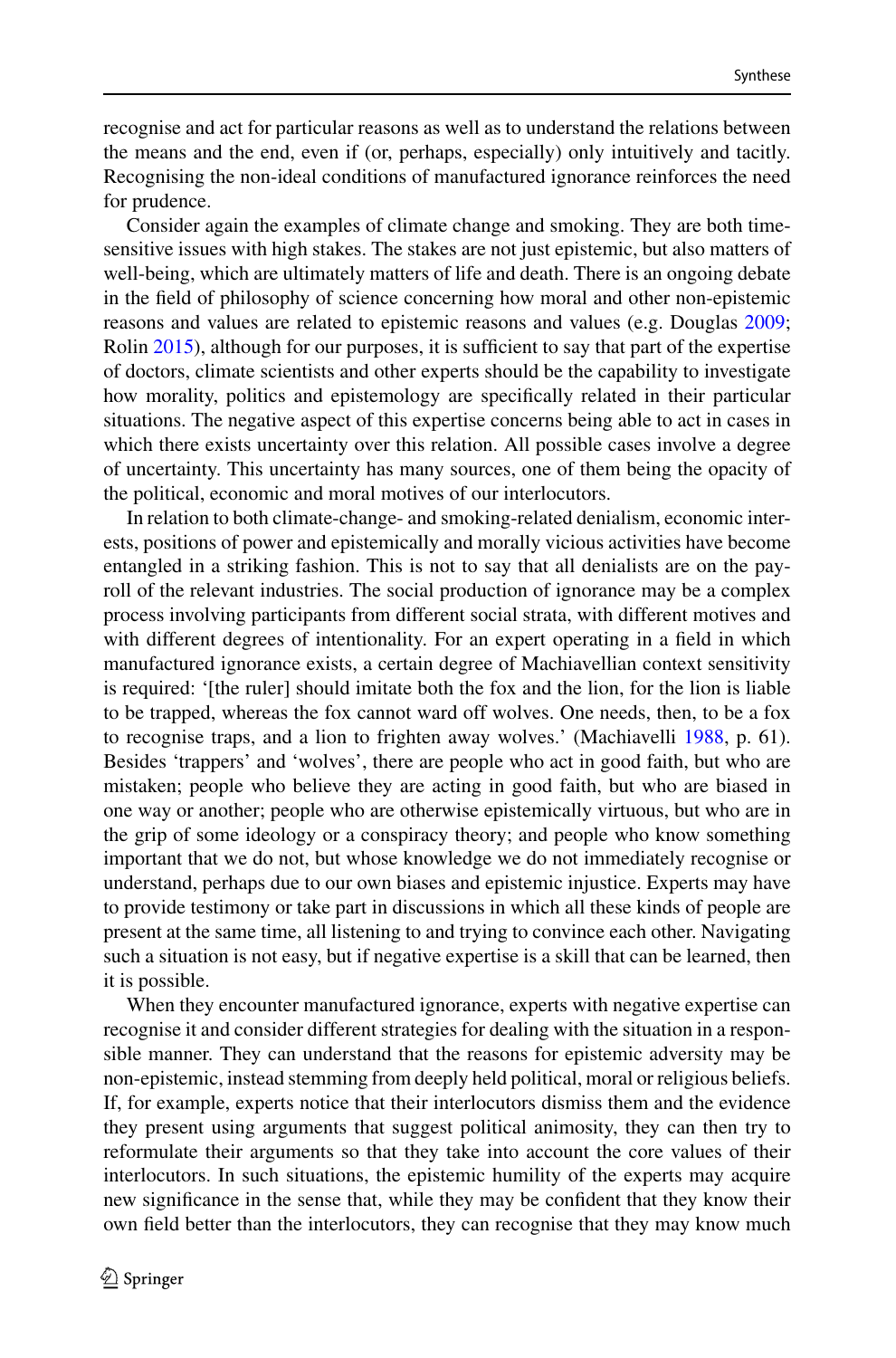recognise and act for particular reasons as well as to understand the relations between the means and the end, even if (or, perhaps, especially) only intuitively and tacitly. Recognising the non-ideal conditions of manufactured ignorance reinforces the need for prudence.

Consider again the examples of climate change and smoking. They are both time-sensitive issues with high stakes. The stakes are not just epistemic, but also matters of well-being, which are ultimately matters of life and death. There is an ongoing debate in the field of philosophy of science concerning how moral and other non-epistemic reasons and values are related to epistemic reasons and values (e.g. Douglas 2009; Rolin 2015), although for our purposes, it is sufficient to say that part of the expertise of doctors, climate scientists and other experts should be the capability to investigate how morality, politics and epistemology are specifically related in their particular situations. The negative aspect of this expertise concerns being able to act in cases in which there exists uncertainty over this relation. All possible cases involve a degree of uncertainty. This uncertainty has many sources, one of them being the opacity of the political, economic and moral motives of our interlocutors.

In relation to both climate-change- and smoking-related denialism, economic interests, positions of power and epistemically and morally vicious activities have become entangled in a striking fashion. This is not to say that all denialists are on the payroll of the relevant industries. The social production of ignorance may be a complex process involving participants from different social strata, with different motives and with different degrees of intentionality. For an expert operating in a field in which manufactured ignorance exists, a certain degree of Machiavellian context sensitivity is required: '[the ruler] should imitate both the fox and the lion, for the lion is liable to be trapped, whereas the fox cannot ward off wolves. One needs, then, to be a fox to recognise traps, and a lion to frighten away wolves.' (Machiavelli 1988, p. 61). Besides 'trappers' and 'wolves', there are people who act in good faith, but who are mistaken; people who believe they are acting in good faith, but who are biased in one way or another; people who are otherwise epistemically virtuous, but who are in the grip of some ideology or a conspiracy theory; and people who know something important that we do not, but whose knowledge we do not immediately recognise or understand, perhaps due to our own biases and epistemic injustice. Experts may have to provide testimony or take part in discussions in which all these kinds of people are present at the same time, all listening to and trying to convince each other. Navigating such a situation is not easy, but if negative expertise is a skill that can be learned, then it is possible.

When they encounter manufactured ignorance, experts with negative expertise can recognise it and consider different strategies for dealing with the situation in a responsible manner. They can understand that the reasons for epistemic adversity may be non-epistemic, instead stemming from deeply held political, moral or religious beliefs. If, for example, experts notice that their interlocutors dismiss them and the evidence they present using arguments that suggest political animosity, they can then try to reformulate their arguments so that they take into account the core values of their interlocutors. In such situations, the epistemic humility of the experts may acquire new significance in the sense that, while they may be confident that they know their own field better than the interlocutors, they can recognise that they may know much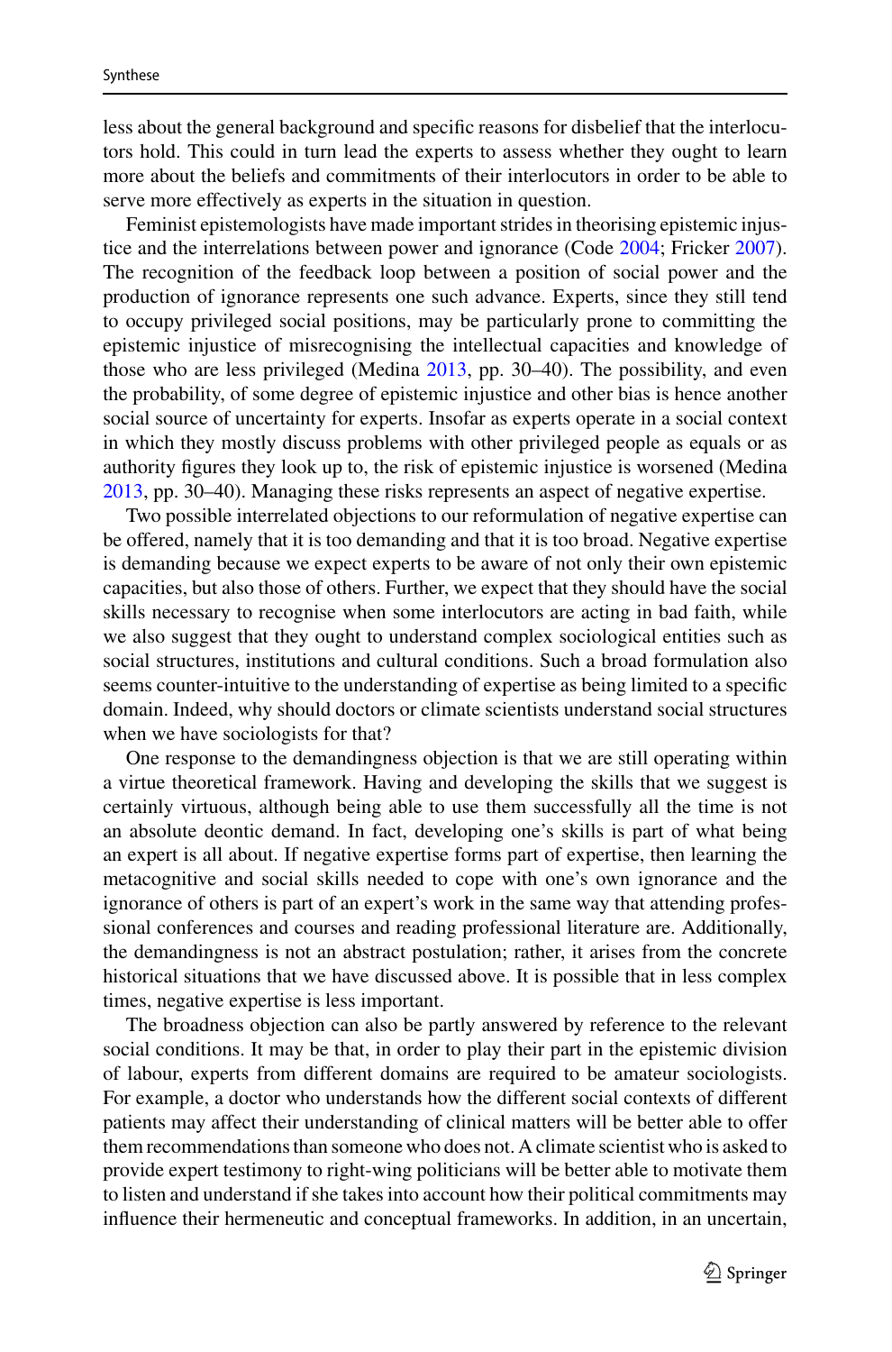less about the general background and specific reasons for disbelief that the interlocutors hold. This could in turn lead the experts to assess whether they ought to learn more about the beliefs and commitments of their interlocutors in order to be able to serve more effectively as experts in the situation in question.

Feminist epistemologists have made important strides in theorising epistemic injustice and the interrelations between power and ignorance (Code 2004; Fricker 2007). The recognition of the feedback loop between a position of social power and the production of ignorance represents one such advance. Experts, since they still tend to occupy privileged social positions, may be particularly prone to committing the epistemic injustice of misrecognising the intellectual capacities and knowledge of those who are less privileged (Medina 2013, pp. 30–40). The possibility, and even the probability, of some degree of epistemic injustice and other bias is hence another social source of uncertainty for experts. Insofar as experts operate in a social context in which they mostly discuss problems with other privileged people as equals or as authority figures they look up to, the risk of epistemic injustice is worsened (Medina 2013, pp. 30–40). Managing these risks represents an aspect of negative expertise.

Two possible interrelated objections to our reformulation of negative expertise can be offered, namely that it is too demanding and that it is too broad. Negative expertise is demanding because we expect experts to be aware of not only their own epistemic capacities, but also those of others. Further, we expect that they should have the social skills necessary to recognise when some interlocutors are acting in bad faith, while we also suggest that they ought to understand complex sociological entities such as social structures, institutions and cultural conditions. Such a broad formulation also seems counter-intuitive to the understanding of expertise as being limited to a specific domain. Indeed, why should doctors or climate scientists understand social structures when we have sociologists for that?

One response to the demandingness objection is that we are still operating within a virtue theoretical framework. Having and developing the skills that we suggest is certainly virtuous, although being able to use them successfully all the time is not an absolute deontic demand. In fact, developing one's skills is part of what being an expert is all about. If negative expertise forms part of expertise, then learning the metacognitive and social skills needed to cope with one's own ignorance and the ignorance of others is part of an expert's work in the same way that attending professional conferences and courses and reading professional literature are. Additionally, the demandingness is not an abstract postulation; rather, it arises from the concrete historical situations that we have discussed above. It is possible that in less complex times, negative expertise is less important.

The broadness objection can also be partly answered by reference to the relevant social conditions. It may be that, in order to play their part in the epistemic division of labour, experts from different domains are required to be amateur sociologists. For example, a doctor who understands how the different social contexts of different patients may affect their understanding of clinical matters will be better able to offer them recommendations than someone who does not. A climate scientist who is asked to provide expert testimony to right-wing politicians will be better able to motivate them to listen and understand if she takes into account how their political commitments may influence their hermeneutic and conceptual frameworks. In addition, in an uncertain,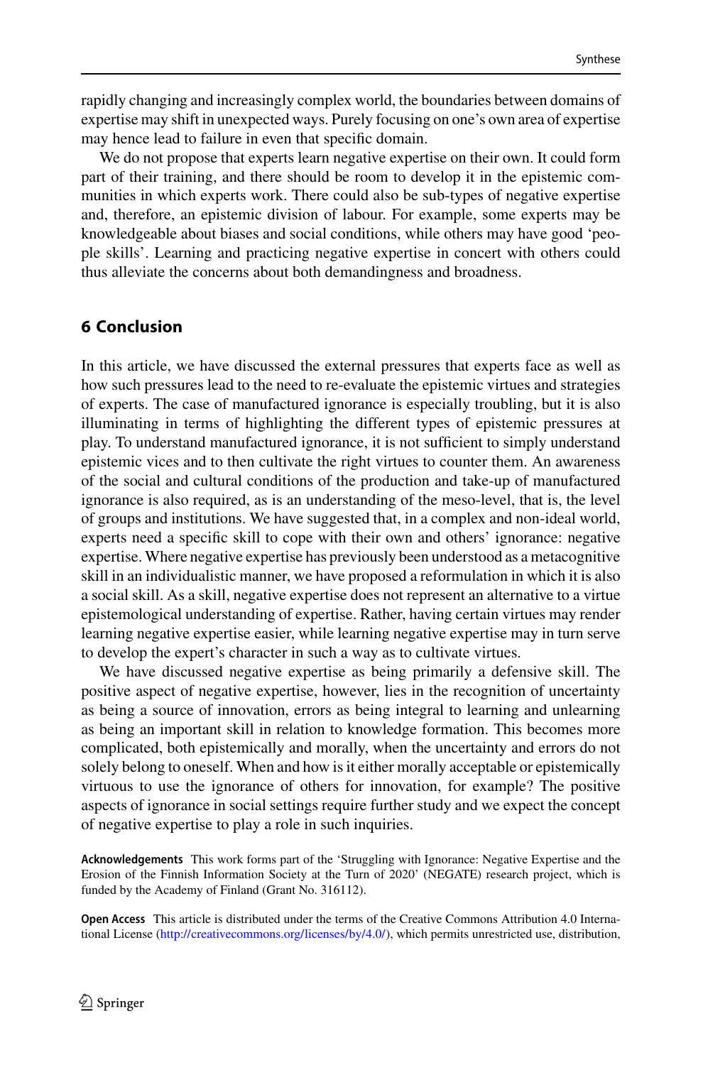rapidly changing and increasingly complex world, the boundaries between domains of expertise may shift in unexpected ways. Purely focusing on one's own area of expertise may hence lead to failure in even that specific domain.

We do not propose that experts learn negative expertise on their own. It could form part of their training, and there should be room to develop it in the epistemic communities in which experts work. There could also be sub-types of negative expertise and, therefore, an epistemic division of labour. For example, some experts may be knowledgeable about biases and social conditions, while others may have good 'people skills'. Learning and practicing negative expertise in concert with others could thus alleviate the concerns about both demandingness and broadness.

## 6 Conclusion

In this article, we have discussed the external pressures that experts face as well as how such pressures lead to the need to re-evaluate the epistemic virtues and strategies of experts. The case of manufactured ignorance is especially troubling, but it is also illuminating in terms of highlighting the different types of epistemic pressures at play. To understand manufactured ignorance, it is not sufficient to simply understand epistemic vices and to then cultivate the right virtues to counter them. An awareness of the social and cultural conditions of the production and take-up of manufactured ignorance is also required, as is an understanding of the meso-level, that is, the level of groups and institutions. We have suggested that, in a complex and non-ideal world, experts need a specific skill to cope with their own and others' ignorance: negative expertise. Where negative expertise has previously been understood as a metacognitive skill in an individualistic manner, we have proposed a reformulation in which it is also a social skill. As a skill, negative expertise does not represent an alternative to a virtue epistemological understanding of expertise. Rather, having certain virtues may render learning negative expertise easier, while learning negative expertise may in turn serve to develop the expert's character in such a way as to cultivate virtues.

We have discussed negative expertise as being primarily a defensive skill. The positive aspect of negative expertise, however, lies in the recognition of uncertainty as being a source of innovation, errors as being integral to learning and unlearning as being an important skill in relation to knowledge formation. This becomes more complicated, both epistemically and morally, when the uncertainty and errors do not solely belong to oneself. When and how is it either morally acceptable or epistemically virtuous to use the ignorance of others for innovation, for example? The positive aspects of ignorance in social settings require further study and we expect the concept of negative expertise to play a role in such inquiries.

**Acknowledgements** This work forms part of the 'Struggling with Ignorance: Negative Expertise and the Erosion of the Finnish Information Society at the Turn of 2020' (NEGATE) research project, which is funded by the Academy of Finland (Grant No. 316112).

**Open Access** This article is distributed under the terms of the Creative Commons Attribution 4.0 International License (http://creativecommons.org/licenses/by/4.0/), which permits unrestricted use, distribution,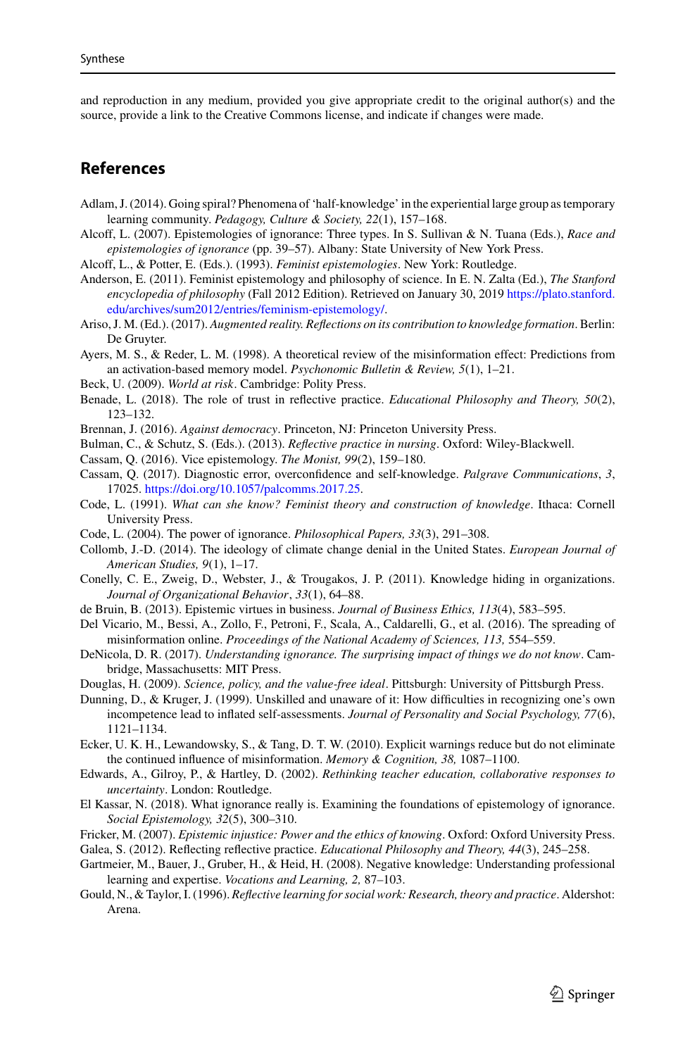and reproduction in any medium, provided you give appropriate credit to the original author(s) and the source, provide a link to the Creative Commons license, and indicate if changes were made.

## References

Adlam, J. (2014). Going spiral? Phenomena of 'half-knowledge' in the experiential large group as temporary learning community. *Pedagogy, Culture & Society, 22*(1), 157–168.

Alcoff, L. (2007). Epistemologies of ignorance: Three types. In S. Sullivan & N. Tuana (Eds.), *Race and epistemologies of ignorance* (pp. 39–57). Albany: State University of New York Press.

Alcoff, L., & Potter, E. (Eds.). (1993). *Feminist epistemologies*. New York: Routledge.

Anderson, E. (2011). Feminist epistemology and philosophy of science. In E. N. Zalta (Ed.), *The Stanford encyclopedia of philosophy* (Fall 2012 Edition). Retrieved on January 30, 2019 https://plato.stanford.edu/archives/sum2012/entries/feminism-epistemology/.

Ariso, J. M. (Ed.). (2017). *Augmented reality. Reflections on its contribution to knowledge formation*. Berlin: De Gruyter.

Ayers, M. S., & Reder, L. M. (1998). A theoretical review of the misinformation effect: Predictions from an activation-based memory model. *Psychonomic Bulletin & Review, 5*(1), 1–21.

Beck, U. (2009). *World at risk*. Cambridge: Polity Press.

Benade, L. (2018). The role of trust in reflective practice. *Educational Philosophy and Theory, 50*(2), 123–132.

Brennan, J. (2016). *Against democracy*. Princeton, NJ: Princeton University Press.

Bulman, C., & Schutz, S. (Eds.). (2013). *Reflective practice in nursing*. Oxford: Wiley-Blackwell.

Cassam, Q. (2016). Vice epistemology. *The Monist, 99*(2), 159–180.

Cassam, Q. (2017). Diagnostic error, overconfidence and self-knowledge. *Palgrave Communications*, *3*, 17025. https://doi.org/10.1057/palcomms.2017.25.

Code, L. (1991). *What can she know? Feminist theory and construction of knowledge*. Ithaca: Cornell University Press.

Code, L. (2004). The power of ignorance. *Philosophical Papers, 33*(3), 291–308.

Collomb, J.-D. (2014). The ideology of climate change denial in the United States. *European Journal of American Studies, 9*(1), 1–17.

Conelly, C. E., Zweig, D., Webster, J., & Trougakos, J. P. (2011). Knowledge hiding in organizations. *Journal of Organizational Behavior*, *33*(1), 64–88.

de Bruin, B. (2013). Epistemic virtues in business. *Journal of Business Ethics, 113*(4), 583–595.

Del Vicario, M., Bessi, A., Zollo, F., Petroni, F., Scala, A., Caldarelli, G., et al. (2016). The spreading of misinformation online. *Proceedings of the National Academy of Sciences, 113,* 554–559.

DeNicola, D. R. (2017). *Understanding ignorance. The surprising impact of things we do not know*. Cambridge, Massachusetts: MIT Press.

Douglas, H. (2009). *Science, policy, and the value-free ideal*. Pittsburgh: University of Pittsburgh Press.

Dunning, D., & Kruger, J. (1999). Unskilled and unaware of it: How difficulties in recognizing one's own incompetence lead to inflated self-assessments. *Journal of Personality and Social Psychology, 77*(6), 1121–1134.

Ecker, U. K. H., Lewandowsky, S., & Tang, D. T. W. (2010). Explicit warnings reduce but do not eliminate the continued influence of misinformation. *Memory & Cognition, 38,* 1087–1100.

Edwards, A., Gilroy, P., & Hartley, D. (2002). *Rethinking teacher education, collaborative responses to uncertainty*. London: Routledge.

El Kassar, N. (2018). What ignorance really is. Examining the foundations of epistemology of ignorance. *Social Epistemology, 32*(5), 300–310.

Fricker, M. (2007). *Epistemic injustice: Power and the ethics of knowing*. Oxford: Oxford University Press.

Galea, S. (2012). Reflecting reflective practice. *Educational Philosophy and Theory, 44*(3), 245–258.

Gartmeier, M., Bauer, J., Gruber, H., & Heid, H. (2008). Negative knowledge: Understanding professional learning and expertise. *Vocations and Learning, 2,* 87–103.

Gould, N., & Taylor, I. (1996). *Reflective learning for social work: Research, theory and practice*. Aldershot: Arena.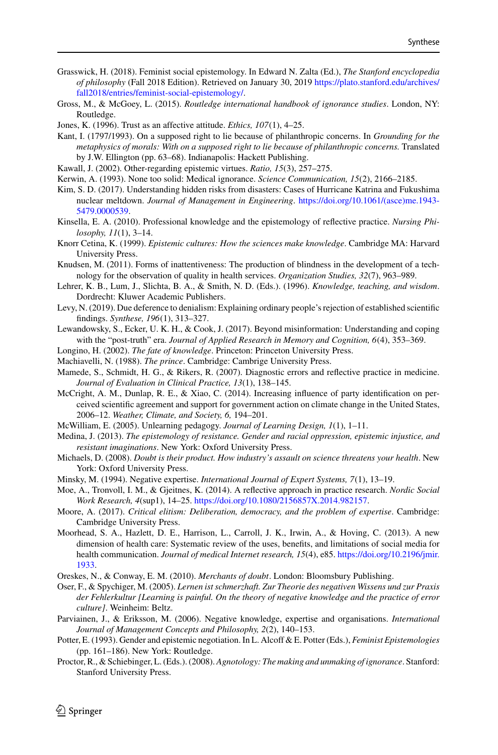Grasswick, H. (2018). Feminist social epistemology. In Edward N. Zalta (Ed.), *The Stanford encyclopedia of philosophy* (Fall 2018 Edition). Retrieved on January 30, 2019 https://plato.stanford.edu/archives/fall2018/entries/feminist-social-epistemology/.

Gross, M., & McGoey, L. (2015). *Routledge international handbook of ignorance studies*. London, NY: Routledge.

Jones, K. (1996). Trust as an affective attitude. *Ethics, 107*(1), 4–25.

Kant, I. (1797/1993). On a supposed right to lie because of philanthropic concerns. In *Grounding for the metaphysics of morals: With on a supposed right to lie because of philanthropic concerns.* Translated by J.W. Ellington (pp. 63–68). Indianapolis: Hackett Publishing.

Kawall, J. (2002). Other-regarding epistemic virtues. *Ratio, 15*(3), 257–275.

Kerwin, A. (1993). None too solid: Medical ignorance. *Science Communication, 15*(2), 2166–2185.

Kim, S. D. (2017). Understanding hidden risks from disasters: Cases of Hurricane Katrina and Fukushima nuclear meltdown. *Journal of Management in Engineering*. https://doi.org/10.1061/(asce)me.1943-5479.0000539.

Kinsella, E. A. (2010). Professional knowledge and the epistemology of reflective practice. *Nursing Philosophy, 11*(1), 3–14.

Knorr Cetina, K. (1999). *Epistemic cultures: How the sciences make knowledge*. Cambridge MA: Harvard University Press.

Knudsen, M. (2011). Forms of inattentiveness: The production of blindness in the development of a technology for the observation of quality in health services. *Organization Studies, 32*(7), 963–989.

Lehrer, K. B., Lum, J., Slichta, B. A., & Smith, N. D. (Eds.). (1996). *Knowledge, teaching, and wisdom*. Dordrecht: Kluwer Academic Publishers.

Levy, N. (2019). Due deference to denialism: Explaining ordinary people's rejection of established scientific findings. *Synthese, 196*(1), 313–327.

Lewandowsky, S., Ecker, U. K. H., & Cook, J. (2017). Beyond misinformation: Understanding and coping with the "post-truth" era. *Journal of Applied Research in Memory and Cognition, 6*(4), 353–369.

Longino, H. (2002). *The fate of knowledge*. Princeton: Princeton University Press.

Machiavelli, N. (1988). *The prince*. Cambridge: Cambrige University Press.

Mamede, S., Schmidt, H. G., & Rikers, R. (2007). Diagnostic errors and reflective practice in medicine. *Journal of Evaluation in Clinical Practice, 13*(1), 138–145.

McCright, A. M., Dunlap, R. E., & Xiao, C. (2014). Increasing influence of party identification on perceived scientific agreement and support for government action on climate change in the United States, 2006–12. *Weather, Climate, and Society, 6,* 194–201.

McWilliam, E. (2005). Unlearning pedagogy. *Journal of Learning Design, 1*(1), 1–11.

Medina, J. (2013). *The epistemology of resistance. Gender and racial oppression, epistemic injustice, and resistant imaginations*. New York: Oxford University Press.

Michaels, D. (2008). *Doubt is their product. How industry's assault on science threatens your health*. New York: Oxford University Press.

Minsky, M. (1994). Negative expertise. *International Journal of Expert Systems, 7*(1), 13–19.

Moe, A., Tronvoll, I. M., & Gjeitnes, K. (2014). A reflective approach in practice research. *Nordic Social Work Research, 4*(sup1), 14–25. https://doi.org/10.1080/2156857X.2014.982157.

Moore, A. (2017). *Critical elitism: Deliberation, democracy, and the problem of expertise*. Cambridge: Cambridge University Press.

Moorhead, S. A., Hazlett, D. E., Harrison, L., Carroll, J. K., Irwin, A., & Hoving, C. (2013). A new dimension of health care: Systematic review of the uses, benefits, and limitations of social media for health communication. *Journal of medical Internet research, 15*(4), e85. https://doi.org/10.2196/jmir.1933.

Oreskes, N., & Conway, E. M. (2010). *Merchants of doubt*. London: Bloomsbury Publishing.

Oser, F., & Spychiger, M. (2005). *Lernen ist schmerzhaft. Zur Theorie des negativen Wissens und zur Praxis der Fehlerkultur [Learning is painful. On the theory of negative knowledge and the practice of error culture]*. Weinheim: Beltz.

Parviainen, J., & Eriksson, M. (2006). Negative knowledge, expertise and organisations. *International Journal of Management Concepts and Philosophy, 2*(2), 140–153.

Potter, E. (1993). Gender and epistemic negotiation. In L. Alcoff & E. Potter (Eds.), *Feminist Epistemologies* (pp. 161–186). New York: Routledge.

Proctor, R., & Schiebinger, L. (Eds.). (2008). *Agnotology: The making and unmaking of ignorance*. Stanford: Stanford University Press.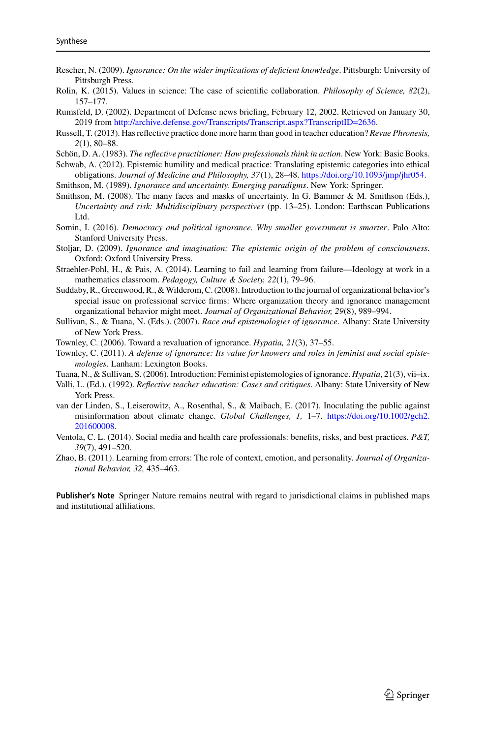Rescher, N. (2009). *Ignorance: On the wider implications of deficient knowledge*. Pittsburgh: University of Pittsburgh Press.

Rolin, K. (2015). Values in science: The case of scientific collaboration. *Philosophy of Science, 82*(2), 157–177.

Rumsfeld, D. (2002). Department of Defense news briefing, February 12, 2002. Retrieved on January 30, 2019 from http://archive.defense.gov/Transcripts/Transcript.aspx?TranscriptID=2636.

Russell, T. (2013). Has reflective practice done more harm than good in teacher education? *Revue Phronesis, 2*(1), 80–88.

Schön, D. A. (1983). *The reflective practitioner: How professionals think in action*. New York: Basic Books.

Schwab, A. (2012). Epistemic humility and medical practice: Translating epistemic categories into ethical obligations. *Journal of Medicine and Philosophy, 37*(1), 28–48. https://doi.org/10.1093/jmp/jhr054.

Smithson, M. (1989). *Ignorance and uncertainty. Emerging paradigms*. New York: Springer.

Smithson, M. (2008). The many faces and masks of uncertainty. In G. Bammer & M. Smithson (Eds.), *Uncertainty and risk: Multidisciplinary perspectives* (pp. 13–25). London: Earthscan Publications Ltd.

Somin, I. (2016). *Democracy and political ignorance. Why smaller government is smarter*. Palo Alto: Stanford University Press.

Stoljar, D. (2009). *Ignorance and imagination: The epistemic origin of the problem of consciousness*. Oxford: Oxford University Press.

Straehler-Pohl, H., & Pais, A. (2014). Learning to fail and learning from failure—Ideology at work in a mathematics classroom. *Pedagogy, Culture & Society, 22*(1), 79–96.

Suddaby, R., Greenwood, R., & Wilderom, C. (2008). Introduction to the journal of organizational behavior's special issue on professional service firms: Where organization theory and ignorance management organizational behavior might meet. *Journal of Organizational Behavior, 29*(8), 989–994.

Sullivan, S., & Tuana, N. (Eds.). (2007). *Race and epistemologies of ignorance*. Albany: State University of New York Press.

Townley, C. (2006). Toward a revaluation of ignorance. *Hypatia, 21*(3), 37–55.

Townley, C. (2011). *A defense of ignorance: Its value for knowers and roles in feminist and social epistemologies*. Lanham: Lexington Books.

Tuana, N., & Sullivan, S. (2006). Introduction: Feminist epistemologies of ignorance. *Hypatia*, 21(3), vii–ix.

Valli, L. (Ed.). (1992). *Reflective teacher education: Cases and critiques*. Albany: State University of New York Press.

van der Linden, S., Leiserowitz, A., Rosenthal, S., & Maibach, E. (2017). Inoculating the public against misinformation about climate change. *Global Challenges, 1,* 1–7. https://doi.org/10.1002/gch2.201600008.

Ventola, C. L. (2014). Social media and health care professionals: benefits, risks, and best practices. *P&T, 39*(7), 491–520.

Zhao, B. (2011). Learning from errors: The role of context, emotion, and personality. *Journal of Organizational Behavior, 32,* 435–463.

**Publisher's Note** Springer Nature remains neutral with regard to jurisdictional claims in published maps and institutional affiliations.